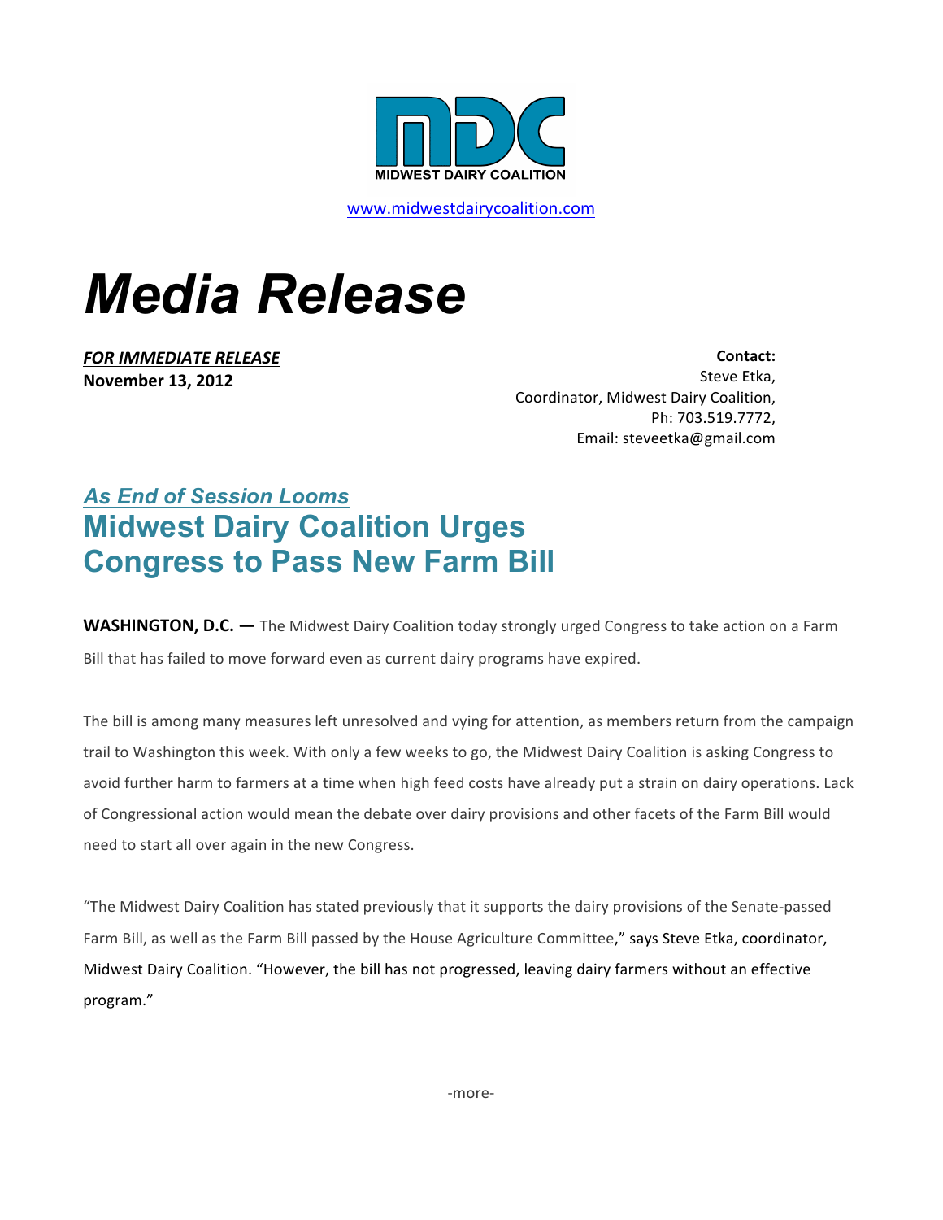MIDWEST DAIRY COALITION

www.midwestdairycoalition.com

# *Media Release*

***FOR IMMEDIATE RELEASE***
**November 13, 2012**

**Contact:**
Steve Etka,
Coordinator, Midwest Dairy Coalition,
Ph: 703.519.7772,
Email: steveetka@gmail.com

### *As End of Session Looms*

## Midwest Dairy Coalition Urges Congress to Pass New Farm Bill

**WASHINGTON, D.C. —** The Midwest Dairy Coalition today strongly urged Congress to take action on a Farm Bill that has failed to move forward even as current dairy programs have expired.

The bill is among many measures left unresolved and vying for attention, as members return from the campaign trail to Washington this week. With only a few weeks to go, the Midwest Dairy Coalition is asking Congress to avoid further harm to farmers at a time when high feed costs have already put a strain on dairy operations. Lack of Congressional action would mean the debate over dairy provisions and other facets of the Farm Bill would need to start all over again in the new Congress.

"The Midwest Dairy Coalition has stated previously that it supports the dairy provisions of the Senate-passed Farm Bill, as well as the Farm Bill passed by the House Agriculture Committee," says Steve Etka, coordinator, Midwest Dairy Coalition. "However, the bill has not progressed, leaving dairy farmers without an effective program."

-more-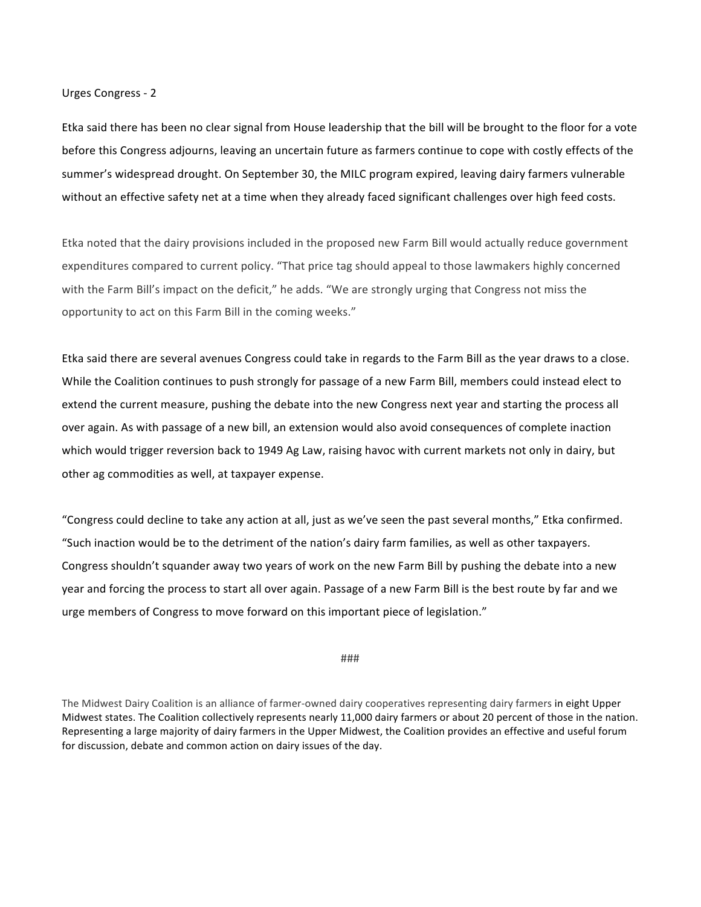Etka said there has been no clear signal from House leadership that the bill will be brought to the floor for a vote before this Congress adjourns, leaving an uncertain future as farmers continue to cope with costly effects of the summer's widespread drought. On September 30, the MILC program expired, leaving dairy farmers vulnerable without an effective safety net at a time when they already faced significant challenges over high feed costs.

Etka noted that the dairy provisions included in the proposed new Farm Bill would actually reduce government expenditures compared to current policy. "That price tag should appeal to those lawmakers highly concerned with the Farm Bill's impact on the deficit," he adds. "We are strongly urging that Congress not miss the opportunity to act on this Farm Bill in the coming weeks."

Etka said there are several avenues Congress could take in regards to the Farm Bill as the year draws to a close. While the Coalition continues to push strongly for passage of a new Farm Bill, members could instead elect to extend the current measure, pushing the debate into the new Congress next year and starting the process all over again. As with passage of a new bill, an extension would also avoid consequences of complete inaction which would trigger reversion back to 1949 Ag Law, raising havoc with current markets not only in dairy, but other ag commodities as well, at taxpayer expense.

"Congress could decline to take any action at all, just as we've seen the past several months," Etka confirmed. "Such inaction would be to the detriment of the nation's dairy farm families, as well as other taxpayers. Congress shouldn't squander away two years of work on the new Farm Bill by pushing the debate into a new year and forcing the process to start all over again. Passage of a new Farm Bill is the best route by far and we urge members of Congress to move forward on this important piece of legislation."

###

The Midwest Dairy Coalition is an alliance of farmer-owned dairy cooperatives representing dairy farmers in eight Upper Midwest states. The Coalition collectively represents nearly 11,000 dairy farmers or about 20 percent of those in the nation. Representing a large majority of dairy farmers in the Upper Midwest, the Coalition provides an effective and useful forum for discussion, debate and common action on dairy issues of the day.